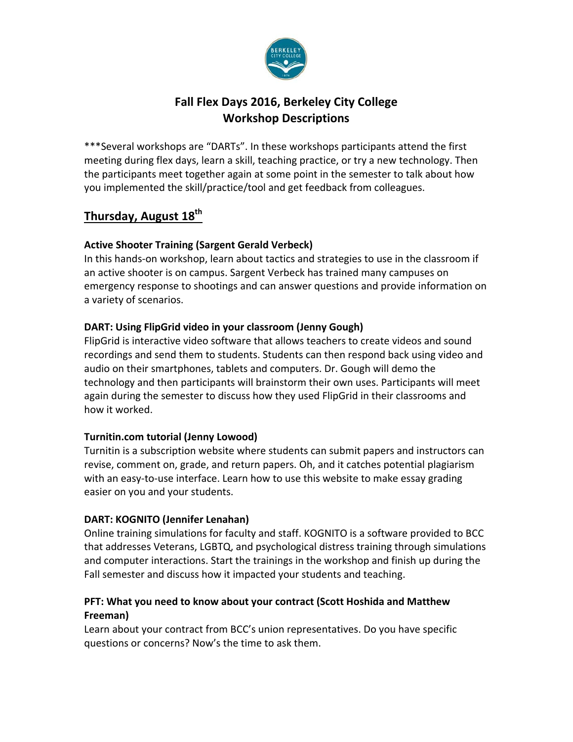# Fall Flex Days 2016, Berkeley City College
## Workshop Descriptions

***Several workshops are "DARTs". In these workshops participants attend the first meeting during flex days, learn a skill, teaching practice, or try a new technology. Then the participants meet together again at some point in the semester to talk about how you implemented the skill/practice/tool and get feedback from colleagues.

## Thursday, August 18th

### Active Shooter Training (Sargent Gerald Verbeck)

In this hands-on workshop, learn about tactics and strategies to use in the classroom if an active shooter is on campus. Sargent Verbeck has trained many campuses on emergency response to shootings and can answer questions and provide information on a variety of scenarios.

### DART: Using FlipGrid video in your classroom (Jenny Gough)

FlipGrid is interactive video software that allows teachers to create videos and sound recordings and send them to students. Students can then respond back using video and audio on their smartphones, tablets and computers. Dr. Gough will demo the technology and then participants will brainstorm their own uses. Participants will meet again during the semester to discuss how they used FlipGrid in their classrooms and how it worked.

### Turnitin.com tutorial (Jenny Lowood)

Turnitin is a subscription website where students can submit papers and instructors can revise, comment on, grade, and return papers. Oh, and it catches potential plagiarism with an easy-to-use interface. Learn how to use this website to make essay grading easier on you and your students.

### DART: KOGNITO (Jennifer Lenahan)

Online training simulations for faculty and staff. KOGNITO is a software provided to BCC that addresses Veterans, LGBTQ, and psychological distress training through simulations and computer interactions. Start the trainings in the workshop and finish up during the Fall semester and discuss how it impacted your students and teaching.

### PFT: What you need to know about your contract (Scott Hoshida and Matthew Freeman)

Learn about your contract from BCC's union representatives. Do you have specific questions or concerns? Now's the time to ask them.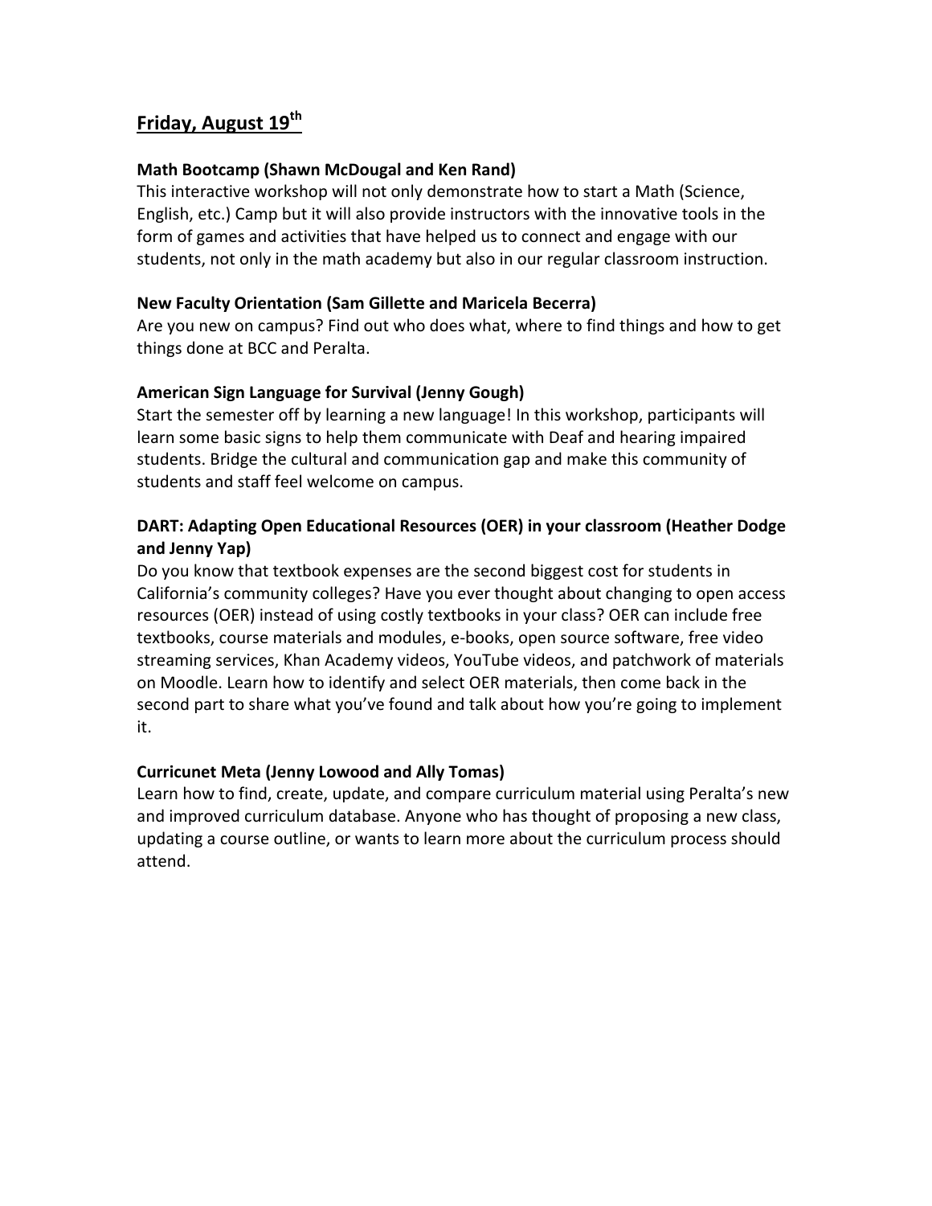## Friday, August 19th

**Math Bootcamp (Shawn McDougal and Ken Rand)**

This interactive workshop will not only demonstrate how to start a Math (Science, English, etc.) Camp but it will also provide instructors with the innovative tools in the form of games and activities that have helped us to connect and engage with our students, not only in the math academy but also in our regular classroom instruction.

**New Faculty Orientation (Sam Gillette and Maricela Becerra)**

Are you new on campus? Find out who does what, where to find things and how to get things done at BCC and Peralta.

**American Sign Language for Survival (Jenny Gough)**

Start the semester off by learning a new language! In this workshop, participants will learn some basic signs to help them communicate with Deaf and hearing impaired students. Bridge the cultural and communication gap and make this community of students and staff feel welcome on campus.

**DART: Adapting Open Educational Resources (OER) in your classroom (Heather Dodge and Jenny Yap)**

Do you know that textbook expenses are the second biggest cost for students in California's community colleges? Have you ever thought about changing to open access resources (OER) instead of using costly textbooks in your class? OER can include free textbooks, course materials and modules, e-books, open source software, free video streaming services, Khan Academy videos, YouTube videos, and patchwork of materials on Moodle. Learn how to identify and select OER materials, then come back in the second part to share what you've found and talk about how you're going to implement it.

**Curricunet Meta (Jenny Lowood and Ally Tomas)**

Learn how to find, create, update, and compare curriculum material using Peralta's new and improved curriculum database. Anyone who has thought of proposing a new class, updating a course outline, or wants to learn more about the curriculum process should attend.